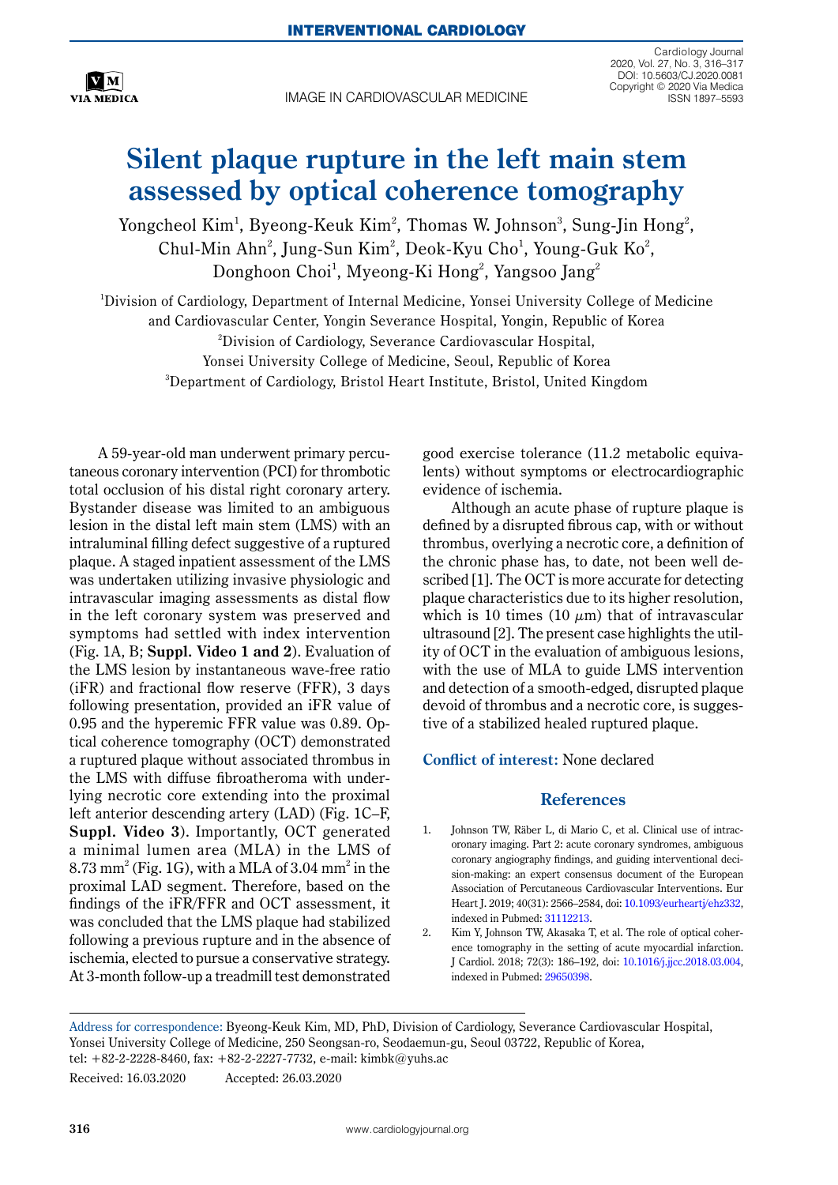INTERVENTIONAL CARDIOLOGY

IMAGE IN CARDIOVASCULAR MEDICINE

# Silent plaque rupture in the left main stem assessed by optical coherence tomography

Yongcheol Kim[1], Byeong-Keuk Kim[2], Thomas W. Johnson[3], Sung-Jin Hong[2], Chul-Min Ahn[2], Jung-Sun Kim[2], Deok-Kyu Cho[1], Young-Guk Ko[2], Donghoon Choi[1], Myeong-Ki Hong[2], Yangsoo Jang[2]

[1]Division of Cardiology, Department of Internal Medicine, Yonsei University College of Medicine and Cardiovascular Center, Yongin Severance Hospital, Yongin, Republic of Korea
[2]Division of Cardiology, Severance Cardiovascular Hospital, Yonsei University College of Medicine, Seoul, Republic of Korea
[3]Department of Cardiology, Bristol Heart Institute, Bristol, United Kingdom

A 59-year-old man underwent primary percutaneous coronary intervention (PCI) for thrombotic total occlusion of his distal right coronary artery. Bystander disease was limited to an ambiguous lesion in the distal left main stem (LMS) with an intraluminal filling defect suggestive of a ruptured plaque. A staged inpatient assessment of the LMS was undertaken utilizing invasive physiologic and intravascular imaging assessments as distal flow in the left coronary system was preserved and symptoms had settled with index intervention (Fig. 1A, B; **Suppl. Video 1 and 2**). Evaluation of the LMS lesion by instantaneous wave-free ratio (iFR) and fractional flow reserve (FFR), 3 days following presentation, provided an iFR value of 0.95 and the hyperemic FFR value was 0.89. Optical coherence tomography (OCT) demonstrated a ruptured plaque without associated thrombus in the LMS with diffuse fibroatheroma with underlying necrotic core extending into the proximal left anterior descending artery (LAD) (Fig. 1C–F, **Suppl. Video 3**). Importantly, OCT generated a minimal lumen area (MLA) in the LMS of 8.73 $mm^2$ (Fig. 1G), with a MLA of 3.04 $mm^2$ in the proximal LAD segment. Therefore, based on the findings of the iFR/FFR and OCT assessment, it was concluded that the LMS plaque had stabilized following a previous rupture and in the absence of ischemia, elected to pursue a conservative strategy. At 3-month follow-up a treadmill test demonstrated good exercise tolerance (11.2 metabolic equivalents) without symptoms or electrocardiographic evidence of ischemia.

Although an acute phase of rupture plaque is defined by a disrupted fibrous cap, with or without thrombus, overlying a necrotic core, a definition of the chronic phase has, to date, not been well described [1]. The OCT is more accurate for detecting plaque characteristics due to its higher resolution, which is 10 times (10 $\mu$m) that of intravascular ultrasound [2]. The present case highlights the utility of OCT in the evaluation of ambiguous lesions, with the use of MLA to guide LMS intervention and detection of a smooth-edged, disrupted plaque devoid of thrombus and a necrotic core, is suggestive of a stabilized healed ruptured plaque.

**Conflict of interest:** None declared

## References

1. Johnson TW, Räber L, di Mario C, et al. Clinical use of intracoronary imaging. Part 2: acute coronary syndromes, ambiguous coronary angiography findings, and guiding interventional decision-making: an expert consensus document of the European Association of Percutaneous Cardiovascular Interventions. Eur Heart J. 2019; 40(31): 2566–2584, doi: 10.1093/eurheartj/ehz332, indexed in Pubmed: 31112213.
2. Kim Y, Johnson TW, Akasaka T, et al. The role of optical coherence tomography in the setting of acute myocardial infarction. J Cardiol. 2018; 72(3): 186–192, doi: 10.1016/j.jjcc.2018.03.004, indexed in Pubmed: 29650398.

Address for correspondence: Byeong-Keuk Kim, MD, PhD, Division of Cardiology, Severance Cardiovascular Hospital, Yonsei University College of Medicine, 250 Seongsan-ro, Seodaemun-gu, Seoul 03722, Republic of Korea, tel: +82-2-2228-8460, fax: +82-2-2227-7732, e-mail: kimbk@yuhs.ac

Received: 16.03.2020 Accepted: 26.03.2020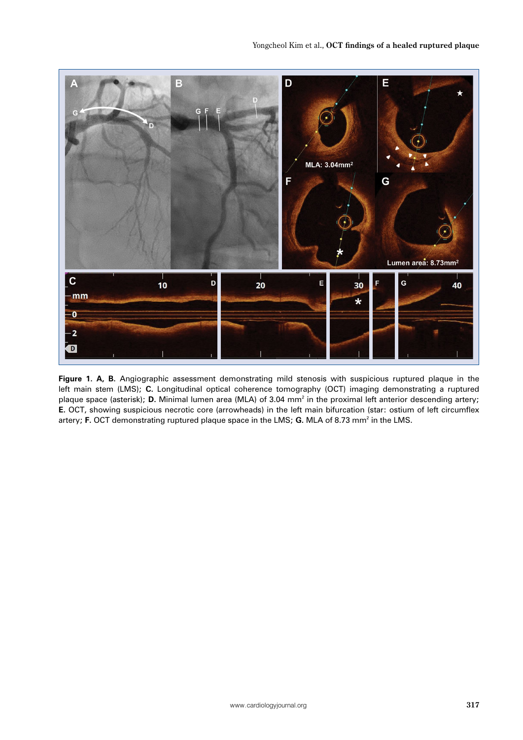**Figure 1. A, B.** Angiographic assessment demonstrating mild stenosis with suspicious ruptured plaque in the left main stem (LMS); **C.** Longitudinal optical coherence tomography (OCT) imaging demonstrating a ruptured plaque space (asterisk); **D.** Minimal lumen area (MLA) of 3.04 mm$^2$ in the proximal left anterior descending artery; **E.** OCT, showing suspicious necrotic core (arrowheads) in the left main bifurcation (star: ostium of left circumflex artery; **F.** OCT demonstrating ruptured plaque space in the LMS; **G.** MLA of 8.73 mm$^2$ in the LMS.